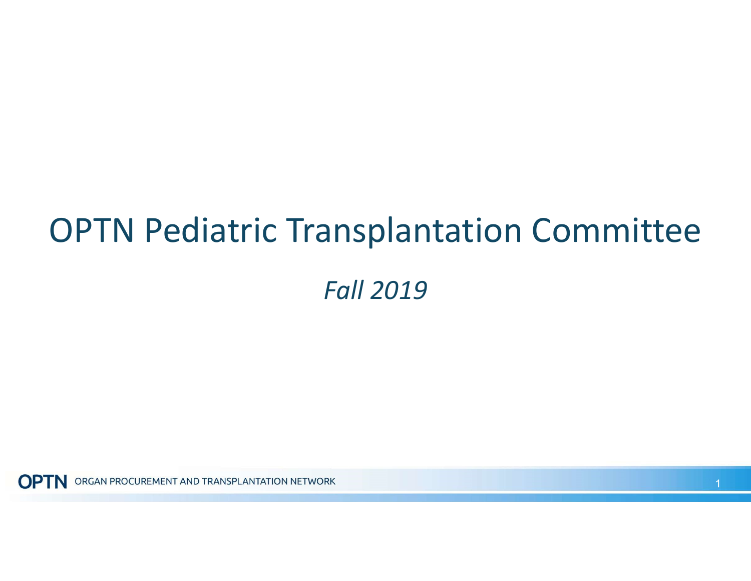# OPTN Pediatric Transplantation Committee

*Fall 2019*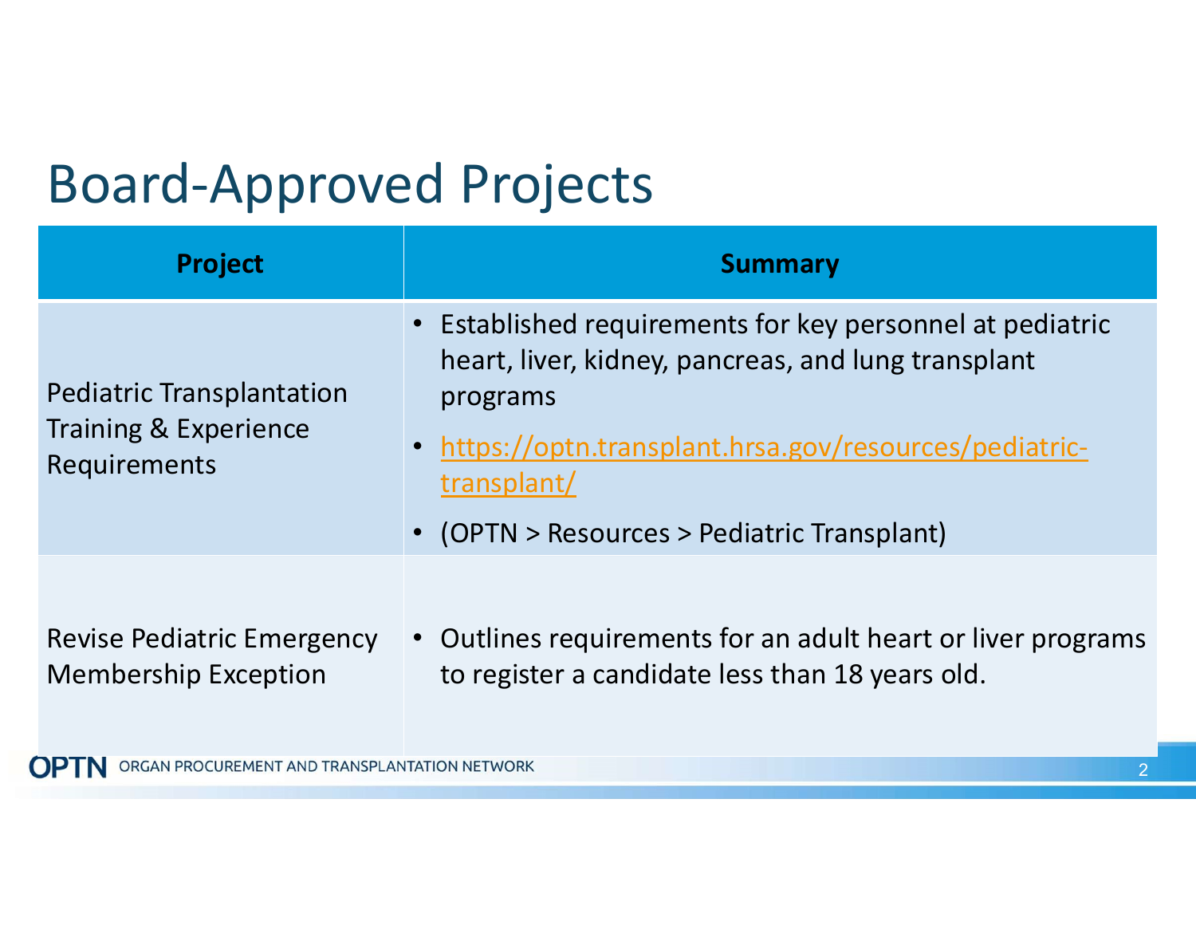# Board-Approved Projects

| Project | Summary |
| --- | --- |
| Pediatric Transplantation Training & Experience Requirements | • Established requirements for key personnel at pediatric heart, liver, kidney, pancreas, and lung transplant programs<br>• https://optn.transplant.hrsa.gov/resources/pediatric-transplant/<br>• (OPTN > Resources > Pediatric Transplant) |
| Revise Pediatric Emergency Membership Exception | • Outlines requirements for an adult heart or liver programs to register a candidate less than 18 years old. |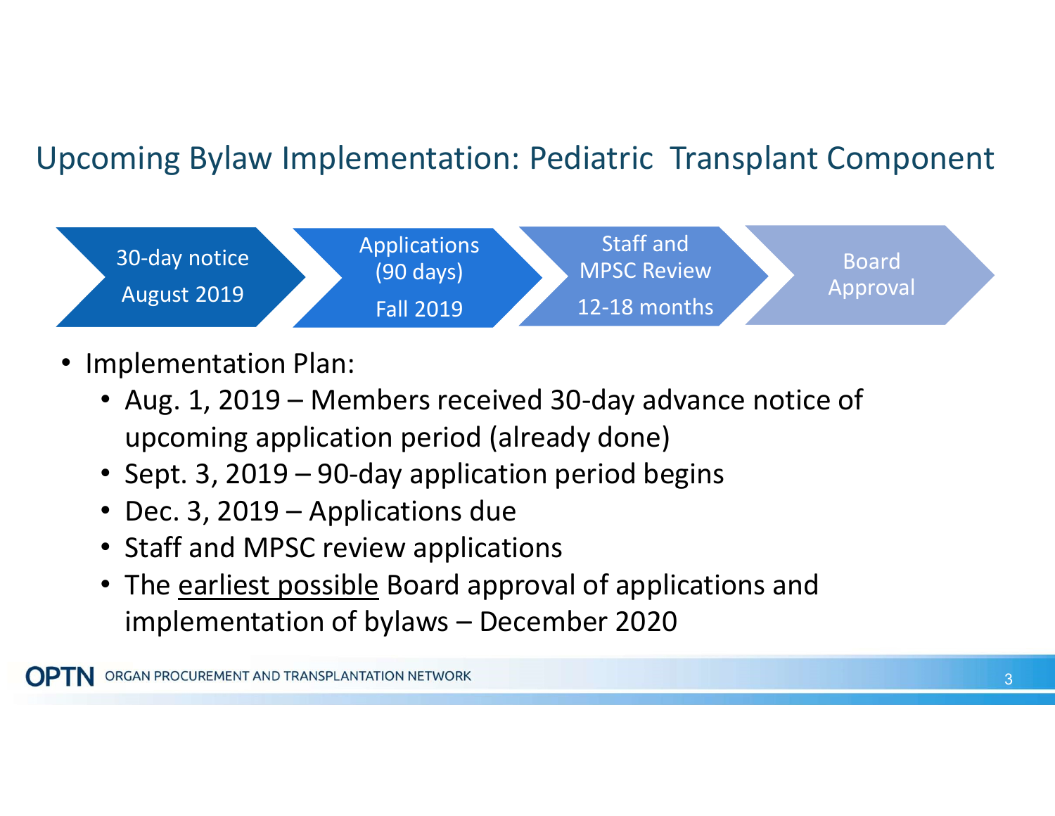# Upcoming Bylaw Implementation: Pediatric Transplant Component

30-day notice August 2019 → Applications (90 days) Fall 2019 → Staff and MPSC Review 12-18 months → Board Approval

- Implementation Plan:
  - Aug. 1, 2019 – Members received 30-day advance notice of upcoming application period (already done)
  - Sept. 3, 2019 – 90-day application period begins
  - Dec. 3, 2019 – Applications due
  - Staff and MPSC review applications
  - The <u>earliest possible</u> Board approval of applications and implementation of bylaws – December 2020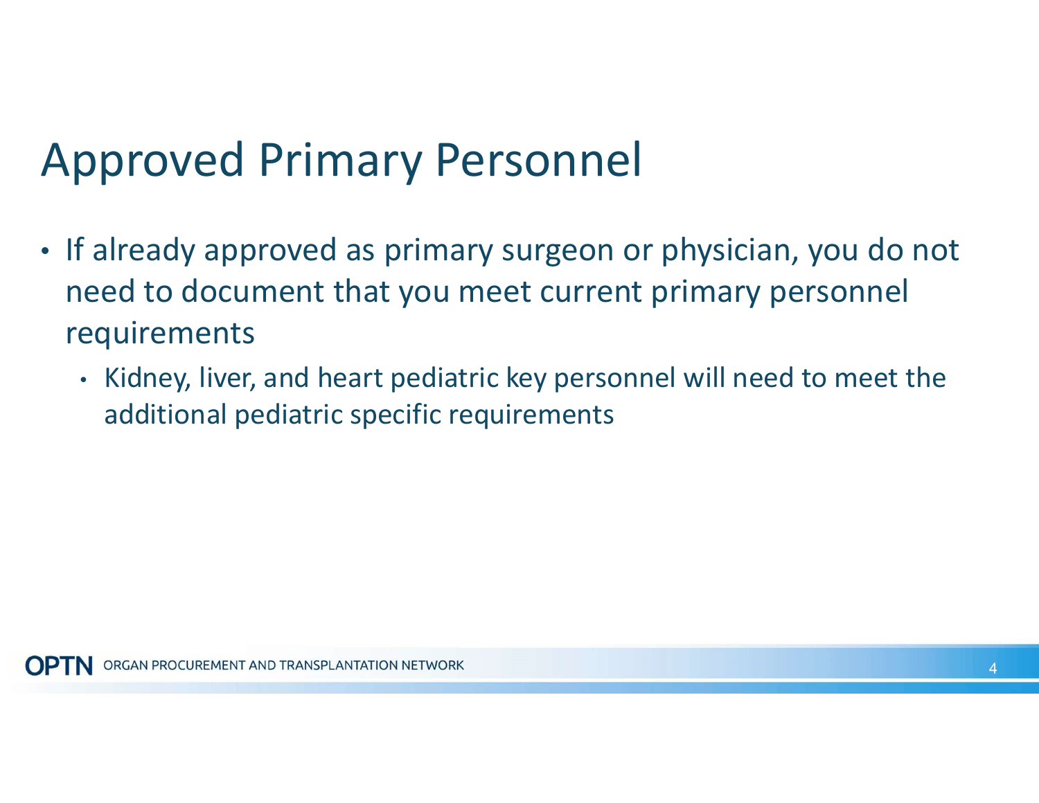# Approved Primary Personnel

- If already approved as primary surgeon or physician, you do not need to document that you meet current primary personnel requirements
  - Kidney, liver, and heart pediatric key personnel will need to meet the additional pediatric specific requirements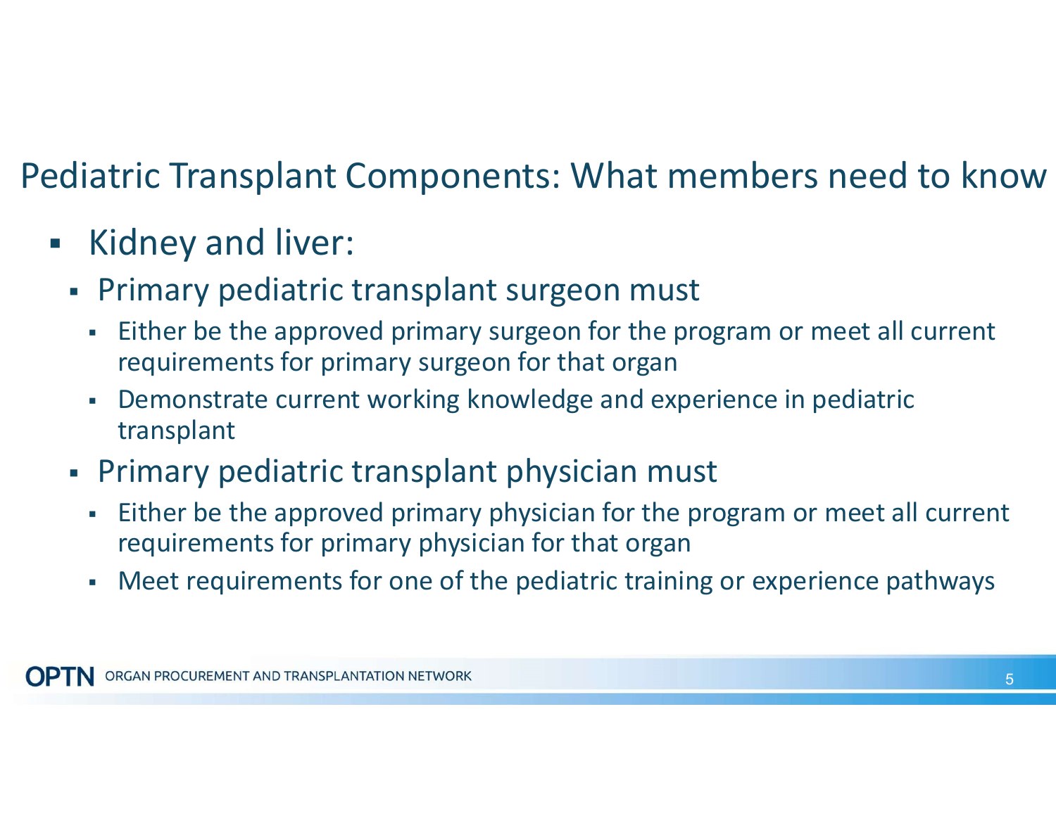# Pediatric Transplant Components: What members need to know

- Kidney and liver:
  - Primary pediatric transplant surgeon must
    - Either be the approved primary surgeon for the program or meet all current requirements for primary surgeon for that organ
    - Demonstrate current working knowledge and experience in pediatric transplant
  - Primary pediatric transplant physician must
    - Either be the approved primary physician for the program or meet all current requirements for primary physician for that organ
    - Meet requirements for one of the pediatric training or experience pathways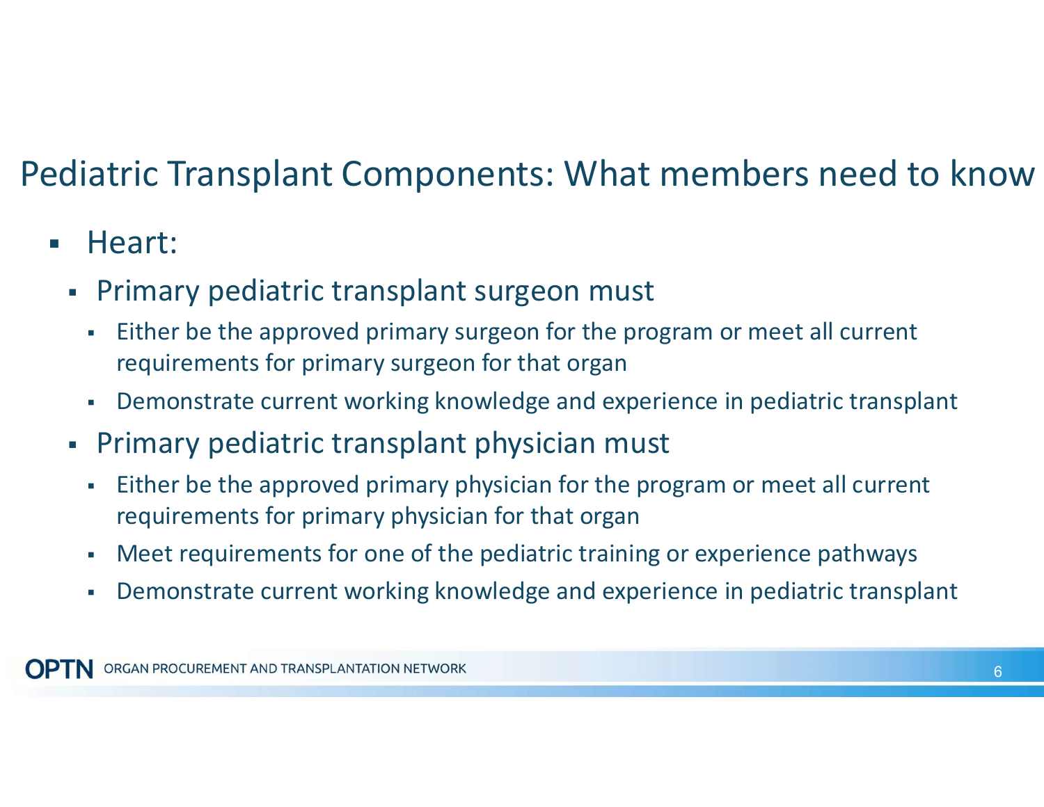# Pediatric Transplant Components: What members need to know

- Heart:
  - Primary pediatric transplant surgeon must
    - Either be the approved primary surgeon for the program or meet all current requirements for primary surgeon for that organ
    - Demonstrate current working knowledge and experience in pediatric transplant
  - Primary pediatric transplant physician must
    - Either be the approved primary physician for the program or meet all current requirements for primary physician for that organ
    - Meet requirements for one of the pediatric training or experience pathways
    - Demonstrate current working knowledge and experience in pediatric transplant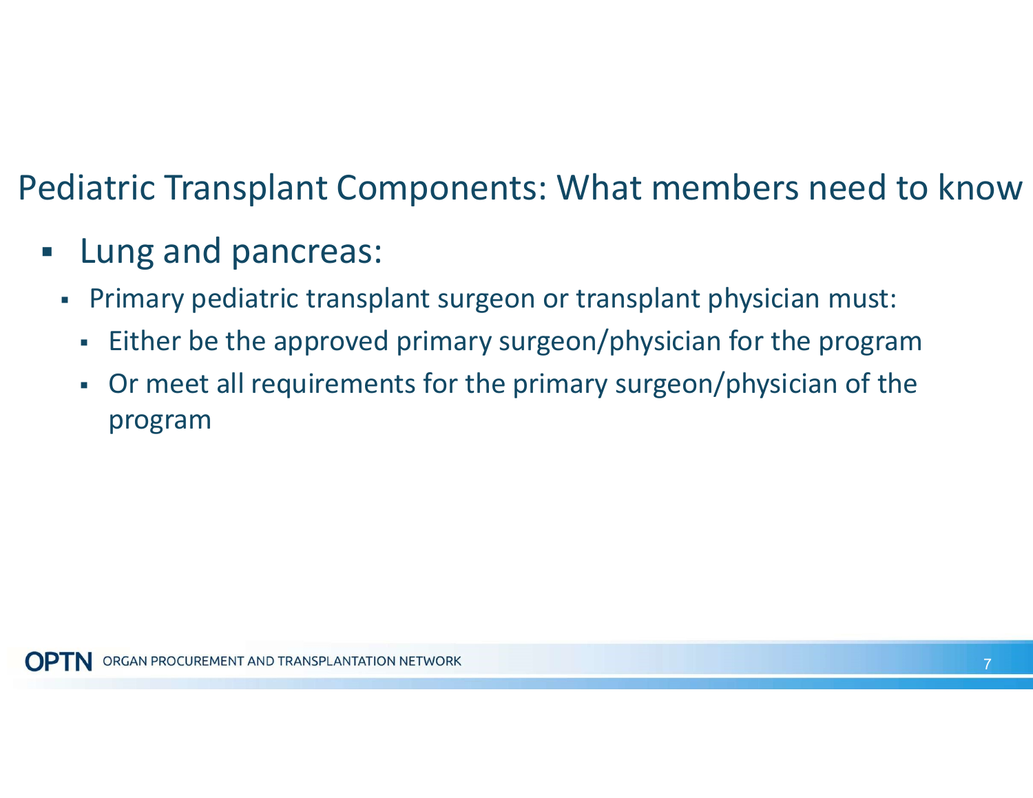# Pediatric Transplant Components: What members need to know

- Lung and pancreas:
  - Primary pediatric transplant surgeon or transplant physician must:
    - Either be the approved primary surgeon/physician for the program
    - Or meet all requirements for the primary surgeon/physician of the program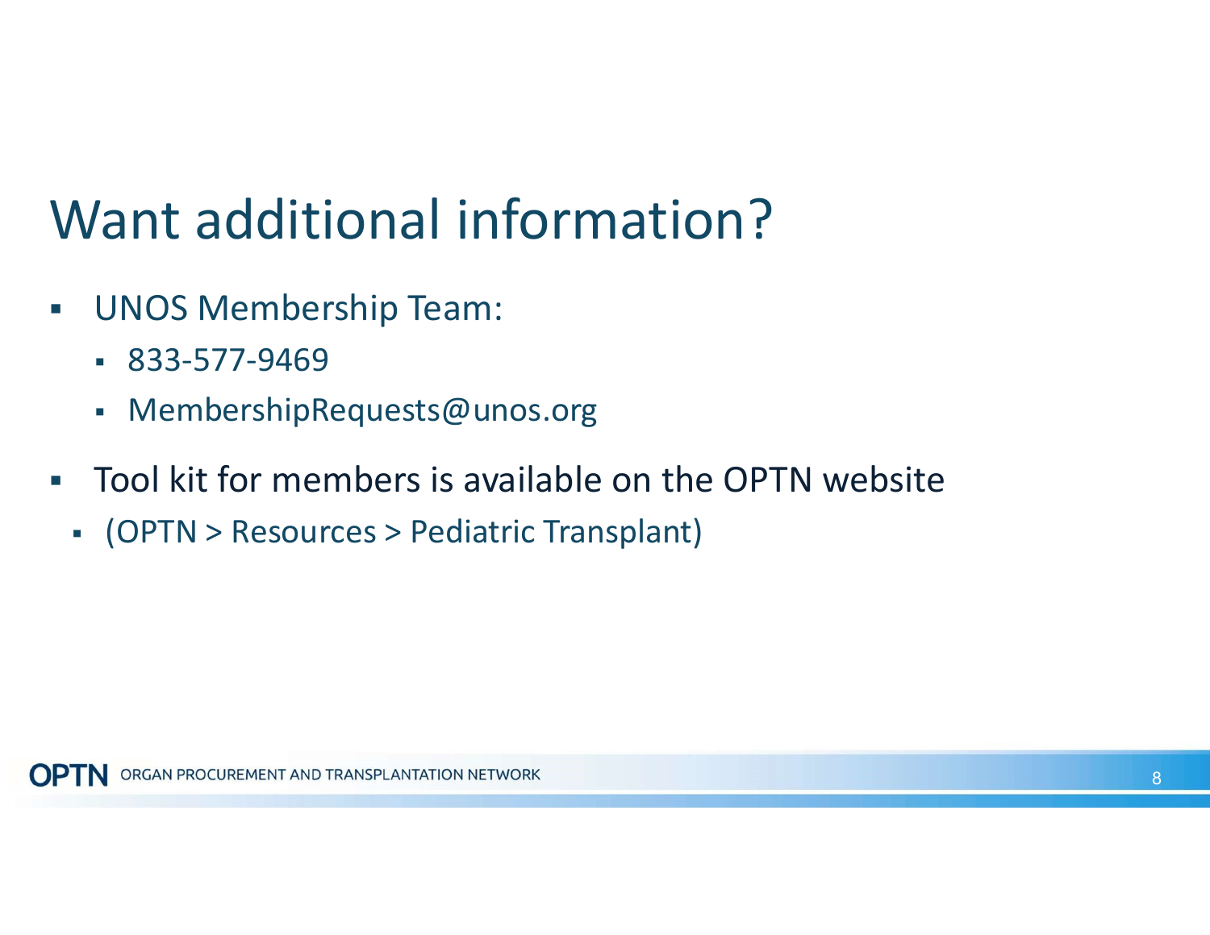# Want additional information?

- UNOS Membership Team:
  - 833-577-9469
  - MembershipRequests@unos.org
- Tool kit for members is available on the OPTN website
  - (OPTN > Resources > Pediatric Transplant)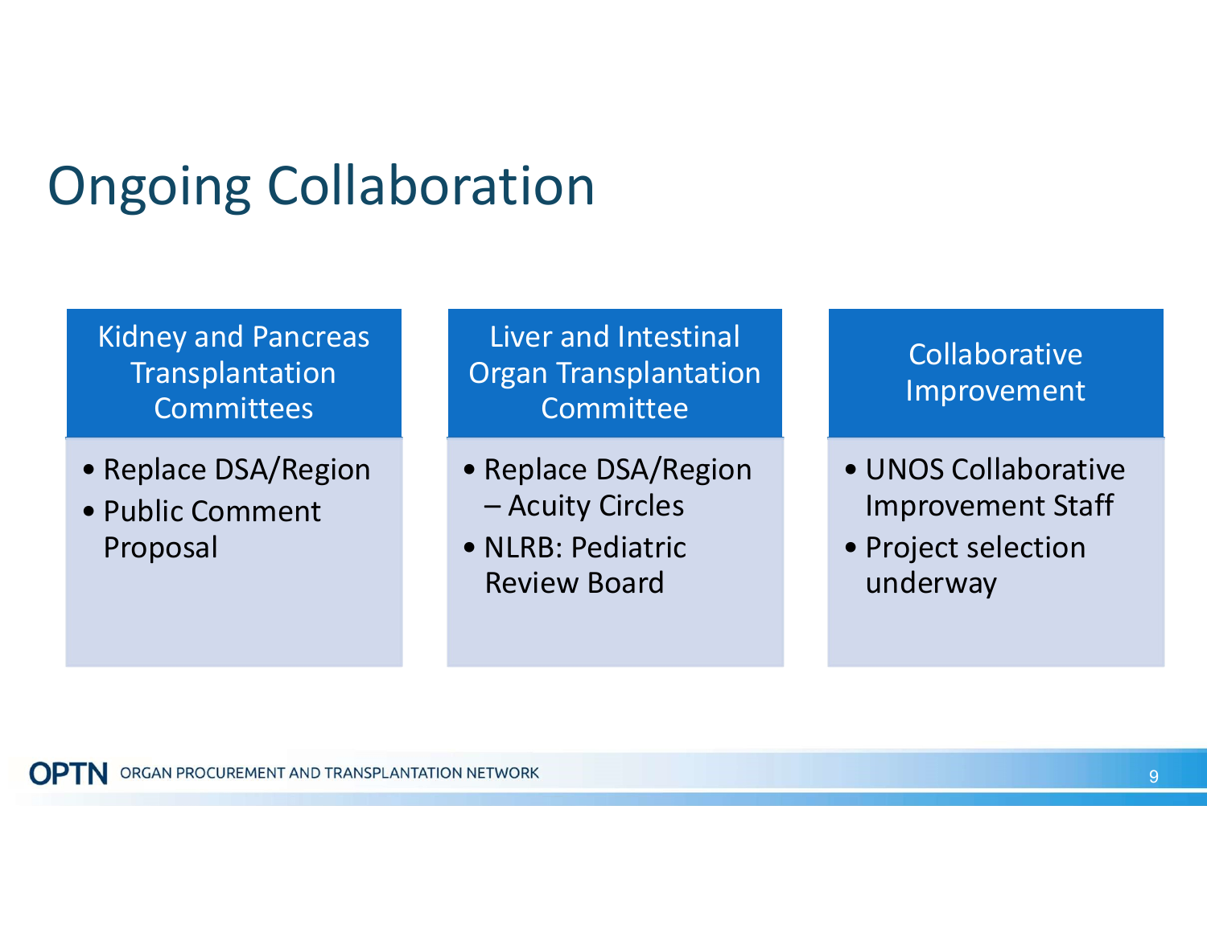# Ongoing Collaboration

### Kidney and Pancreas Transplantation Committees

- Replace DSA/Region
- Public Comment Proposal

### Liver and Intestinal Organ Transplantation Committee

- Replace DSA/Region – Acuity Circles
- NLRB: Pediatric Review Board

### Collaborative Improvement

- UNOS Collaborative Improvement Staff
- Project selection underway